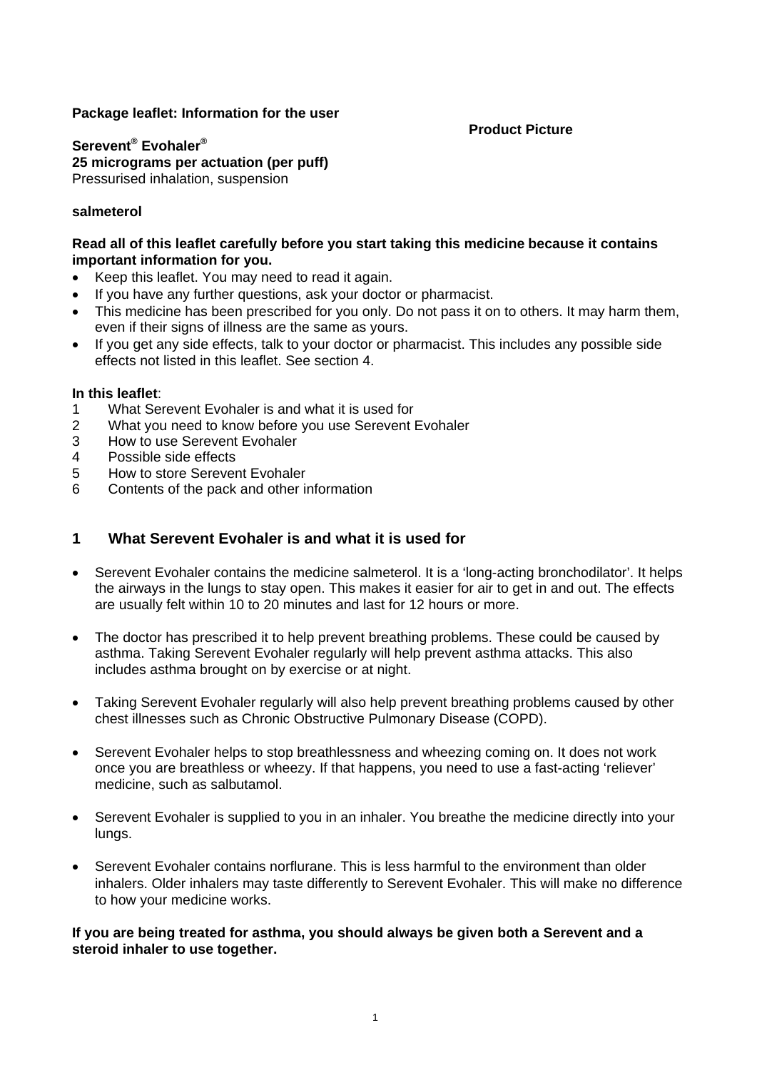**Package leaflet: Information for the user**

**Product Picture**

**Serevent® Evohaler®**
**25 micrograms per actuation (per puff)**
Pressurised inhalation, suspension

**salmeterol**

**Read all of this leaflet carefully before you start taking this medicine because it contains important information for you.**

- Keep this leaflet. You may need to read it again.
- If you have any further questions, ask your doctor or pharmacist.
- This medicine has been prescribed for you only. Do not pass it on to others. It may harm them, even if their signs of illness are the same as yours.
- If you get any side effects, talk to your doctor or pharmacist. This includes any possible side effects not listed in this leaflet. See section 4.

**In this leaflet**:

1 What Serevent Evohaler is and what it is used for
2 What you need to know before you use Serevent Evohaler
3 How to use Serevent Evohaler
4 Possible side effects
5 How to store Serevent Evohaler
6 Contents of the pack and other information

## 1 What Serevent Evohaler is and what it is used for

- Serevent Evohaler contains the medicine salmeterol. It is a 'long-acting bronchodilator'. It helps the airways in the lungs to stay open. This makes it easier for air to get in and out. The effects are usually felt within 10 to 20 minutes and last for 12 hours or more.
- The doctor has prescribed it to help prevent breathing problems. These could be caused by asthma. Taking Serevent Evohaler regularly will help prevent asthma attacks. This also includes asthma brought on by exercise or at night.
- Taking Serevent Evohaler regularly will also help prevent breathing problems caused by other chest illnesses such as Chronic Obstructive Pulmonary Disease (COPD).
- Serevent Evohaler helps to stop breathlessness and wheezing coming on. It does not work once you are breathless or wheezy. If that happens, you need to use a fast-acting 'reliever' medicine, such as salbutamol.
- Serevent Evohaler is supplied to you in an inhaler. You breathe the medicine directly into your lungs.
- Serevent Evohaler contains norflurane. This is less harmful to the environment than older inhalers. Older inhalers may taste differently to Serevent Evohaler. This will make no difference to how your medicine works.

**If you are being treated for asthma, you should always be given both a Serevent and a steroid inhaler to use together.**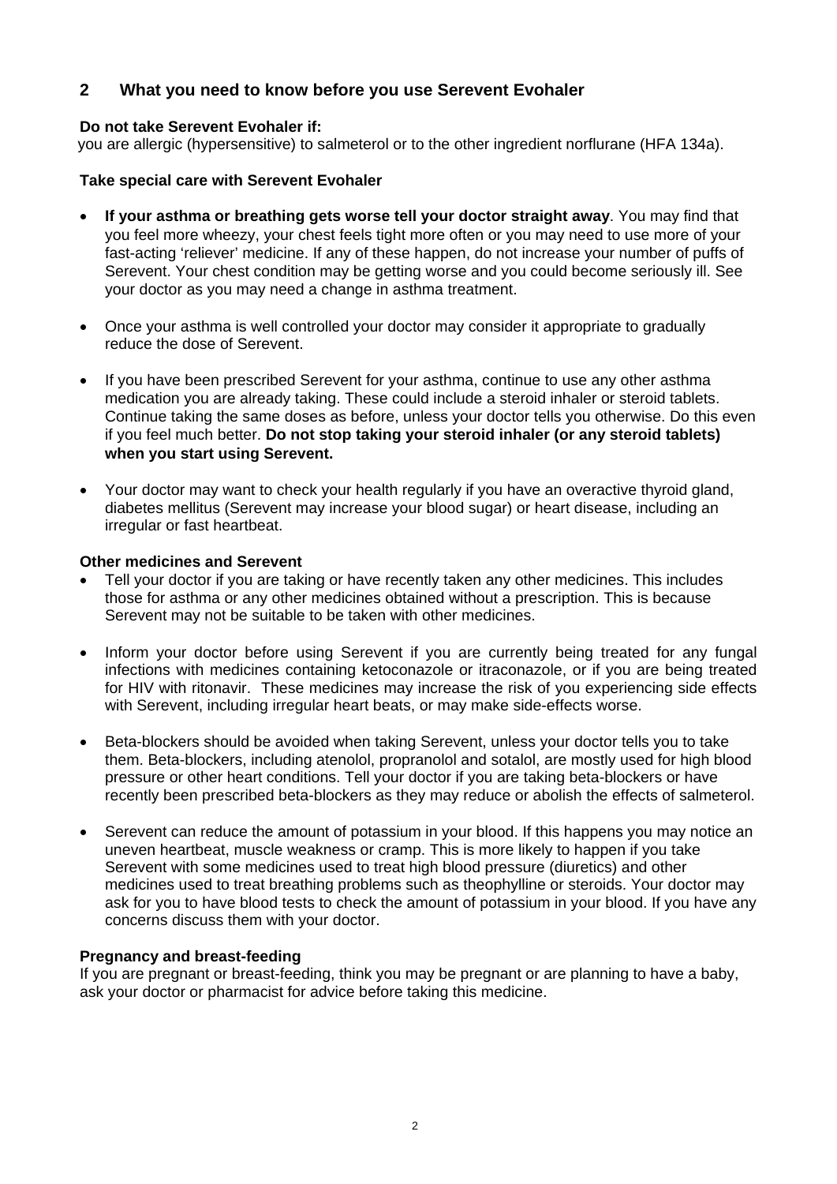## 2 What you need to know before you use Serevent Evohaler

**Do not take Serevent Evohaler if:**
you are allergic (hypersensitive) to salmeterol or to the other ingredient norflurane (HFA 134a).

**Take special care with Serevent Evohaler**

- **If your asthma or breathing gets worse tell your doctor straight away**. You may find that you feel more wheezy, your chest feels tight more often or you may need to use more of your fast-acting 'reliever' medicine. If any of these happen, do not increase your number of puffs of Serevent. Your chest condition may be getting worse and you could become seriously ill. See your doctor as you may need a change in asthma treatment.

- Once your asthma is well controlled your doctor may consider it appropriate to gradually reduce the dose of Serevent.

- If you have been prescribed Serevent for your asthma, continue to use any other asthma medication you are already taking. These could include a steroid inhaler or steroid tablets. Continue taking the same doses as before, unless your doctor tells you otherwise. Do this even if you feel much better. **Do not stop taking your steroid inhaler (or any steroid tablets) when you start using Serevent.**

- Your doctor may want to check your health regularly if you have an overactive thyroid gland, diabetes mellitus (Serevent may increase your blood sugar) or heart disease, including an irregular or fast heartbeat.

**Other medicines and Serevent**

- Tell your doctor if you are taking or have recently taken any other medicines. This includes those for asthma or any other medicines obtained without a prescription. This is because Serevent may not be suitable to be taken with other medicines.

- Inform your doctor before using Serevent if you are currently being treated for any fungal infections with medicines containing ketoconazole or itraconazole, or if you are being treated for HIV with ritonavir. These medicines may increase the risk of you experiencing side effects with Serevent, including irregular heart beats, or may make side-effects worse.

- Beta-blockers should be avoided when taking Serevent, unless your doctor tells you to take them. Beta-blockers, including atenolol, propranolol and sotalol, are mostly used for high blood pressure or other heart conditions. Tell your doctor if you are taking beta-blockers or have recently been prescribed beta-blockers as they may reduce or abolish the effects of salmeterol.

- Serevent can reduce the amount of potassium in your blood. If this happens you may notice an uneven heartbeat, muscle weakness or cramp. This is more likely to happen if you take Serevent with some medicines used to treat high blood pressure (diuretics) and other medicines used to treat breathing problems such as theophylline or steroids. Your doctor may ask for you to have blood tests to check the amount of potassium in your blood. If you have any concerns discuss them with your doctor.

**Pregnancy and breast-feeding**
If you are pregnant or breast-feeding, think you may be pregnant or are planning to have a baby, ask your doctor or pharmacist for advice before taking this medicine.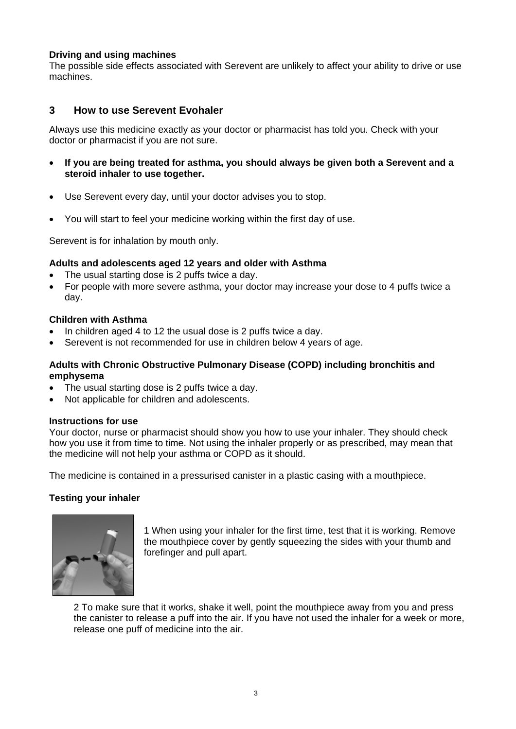**Driving and using machines**
The possible side effects associated with Serevent are unlikely to affect your ability to drive or use machines.

## 3 How to use Serevent Evohaler

Always use this medicine exactly as your doctor or pharmacist has told you. Check with your doctor or pharmacist if you are not sure.

- **If you are being treated for asthma, you should always be given both a Serevent and a steroid inhaler to use together.**
- Use Serevent every day, until your doctor advises you to stop.
- You will start to feel your medicine working within the first day of use.

Serevent is for inhalation by mouth only.

**Adults and adolescents aged 12 years and older with Asthma**
- The usual starting dose is 2 puffs twice a day.
- For people with more severe asthma, your doctor may increase your dose to 4 puffs twice a day.

**Children with Asthma**
- In children aged 4 to 12 the usual dose is 2 puffs twice a day.
- Serevent is not recommended for use in children below 4 years of age.

**Adults with Chronic Obstructive Pulmonary Disease (COPD) including bronchitis and emphysema**
- The usual starting dose is 2 puffs twice a day.
- Not applicable for children and adolescents.

**Instructions for use**
Your doctor, nurse or pharmacist should show you how to use your inhaler. They should check how you use it from time to time. Not using the inhaler properly or as prescribed, may mean that the medicine will not help your asthma or COPD as it should.

The medicine is contained in a pressurised canister in a plastic casing with a mouthpiece.

**Testing your inhaler**

1 When using your inhaler for the first time, test that it is working. Remove the mouthpiece cover by gently squeezing the sides with your thumb and forefinger and pull apart.

2 To make sure that it works, shake it well, point the mouthpiece away from you and press the canister to release a puff into the air. If you have not used the inhaler for a week or more, release one puff of medicine into the air.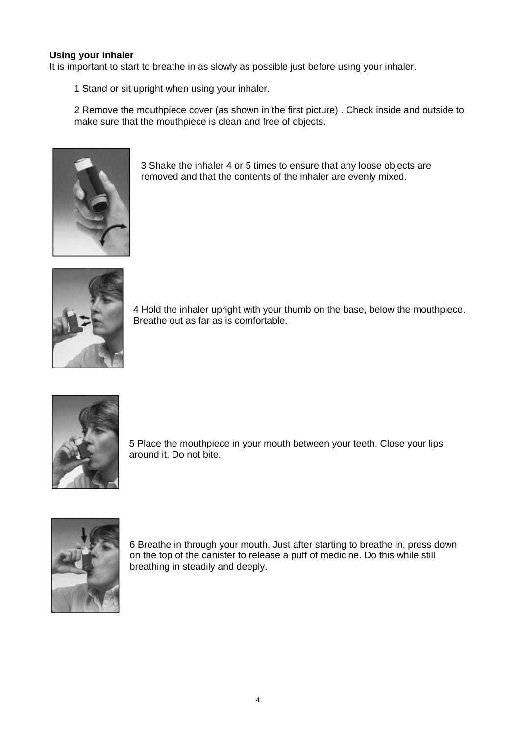**Using your inhaler**

It is important to start to breathe in as slowly as possible just before using your inhaler.

1 Stand or sit upright when using your inhaler.

2 Remove the mouthpiece cover (as shown in the first picture) . Check inside and outside to make sure that the mouthpiece is clean and free of objects.

3 Shake the inhaler 4 or 5 times to ensure that any loose objects are removed and that the contents of the inhaler are evenly mixed.

4 Hold the inhaler upright with your thumb on the base, below the mouthpiece. Breathe out as far as is comfortable.

5 Place the mouthpiece in your mouth between your teeth. Close your lips around it. Do not bite.

6 Breathe in through your mouth. Just after starting to breathe in, press down on the top of the canister to release a puff of medicine. Do this while still breathing in steadily and deeply.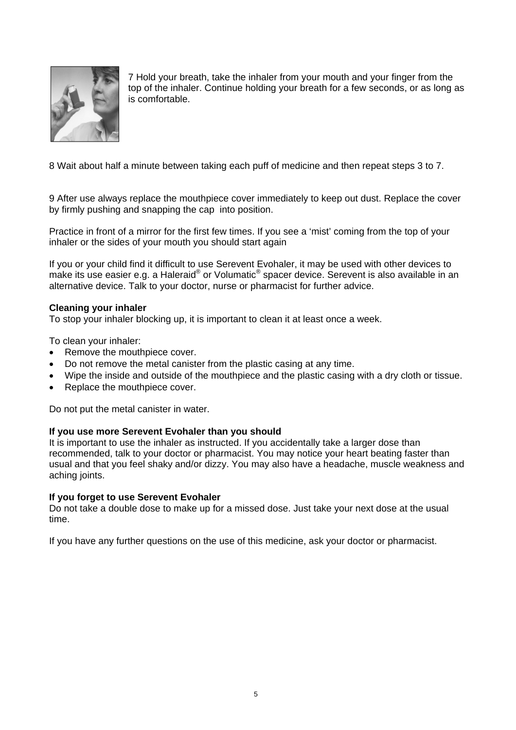7 Hold your breath, take the inhaler from your mouth and your finger from the top of the inhaler. Continue holding your breath for a few seconds, or as long as is comfortable.

8 Wait about half a minute between taking each puff of medicine and then repeat steps 3 to 7.

9 After use always replace the mouthpiece cover immediately to keep out dust. Replace the cover by firmly pushing and snapping the cap  into position.

Practice in front of a mirror for the first few times. If you see a 'mist' coming from the top of your inhaler or the sides of your mouth you should start again

If you or your child find it difficult to use Serevent Evohaler, it may be used with other devices to make its use easier e.g. a Haleraid® or Volumatic® spacer device. Serevent is also available in an alternative device. Talk to your doctor, nurse or pharmacist for further advice.

**Cleaning your inhaler**
To stop your inhaler blocking up, it is important to clean it at least once a week.

To clean your inhaler:

- Remove the mouthpiece cover.
- Do not remove the metal canister from the plastic casing at any time.
- Wipe the inside and outside of the mouthpiece and the plastic casing with a dry cloth or tissue.
- Replace the mouthpiece cover.

Do not put the metal canister in water.

**If you use more Serevent Evohaler than you should**
It is important to use the inhaler as instructed. If you accidentally take a larger dose than recommended, talk to your doctor or pharmacist. You may notice your heart beating faster than usual and that you feel shaky and/or dizzy. You may also have a headache, muscle weakness and aching joints.

**If you forget to use Serevent Evohaler**
Do not take a double dose to make up for a missed dose. Just take your next dose at the usual time.

If you have any further questions on the use of this medicine, ask your doctor or pharmacist.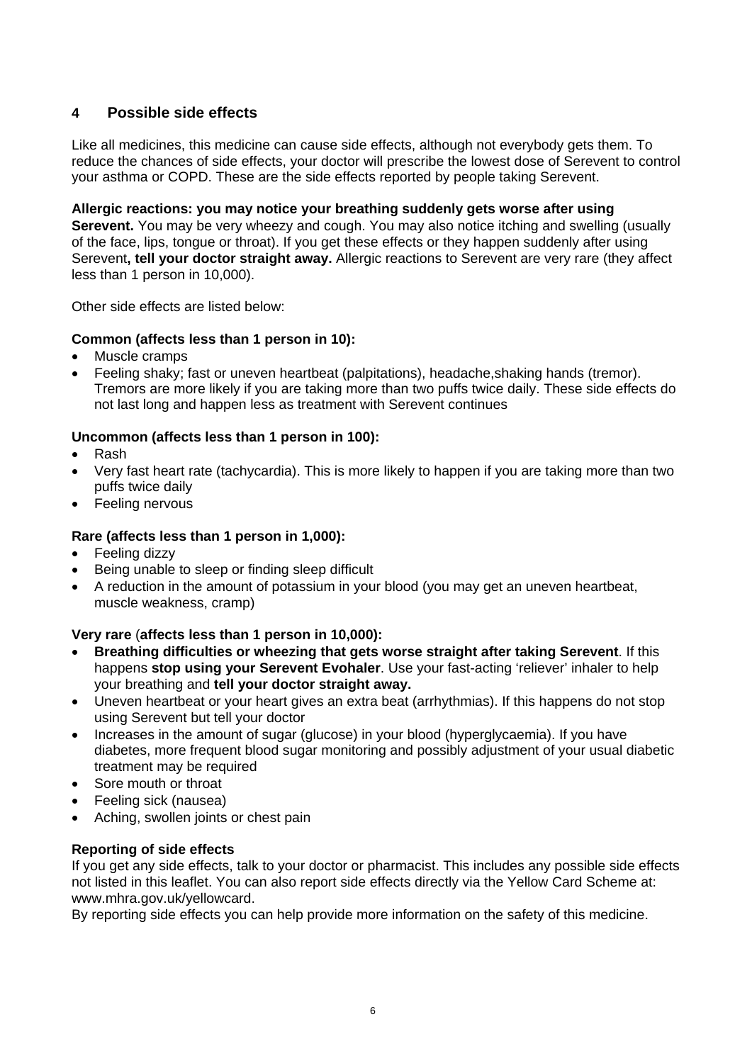## 4 Possible side effects

Like all medicines, this medicine can cause side effects, although not everybody gets them. To reduce the chances of side effects, your doctor will prescribe the lowest dose of Serevent to control your asthma or COPD. These are the side effects reported by people taking Serevent.

**Allergic reactions: you may notice your breathing suddenly gets worse after using Serevent.** You may be very wheezy and cough. You may also notice itching and swelling (usually of the face, lips, tongue or throat). If you get these effects or they happen suddenly after using Serevent**, tell your doctor straight away.** Allergic reactions to Serevent are very rare (they affect less than 1 person in 10,000).

Other side effects are listed below:

**Common (affects less than 1 person in 10):**

- Muscle cramps
- Feeling shaky; fast or uneven heartbeat (palpitations), headache,shaking hands (tremor). Tremors are more likely if you are taking more than two puffs twice daily. These side effects do not last long and happen less as treatment with Serevent continues

**Uncommon (affects less than 1 person in 100):**

- Rash
- Very fast heart rate (tachycardia). This is more likely to happen if you are taking more than two puffs twice daily
- Feeling nervous

**Rare (affects less than 1 person in 1,000):**

- Feeling dizzy
- Being unable to sleep or finding sleep difficult
- A reduction in the amount of potassium in your blood (you may get an uneven heartbeat, muscle weakness, cramp)

**Very rare** (**affects less than 1 person in 10,000):**

- **Breathing difficulties or wheezing that gets worse straight after taking Serevent**. If this happens **stop using your Serevent Evohaler**. Use your fast-acting 'reliever' inhaler to help your breathing and **tell your doctor straight away.**
- Uneven heartbeat or your heart gives an extra beat (arrhythmias). If this happens do not stop using Serevent but tell your doctor
- Increases in the amount of sugar (glucose) in your blood (hyperglycaemia). If you have diabetes, more frequent blood sugar monitoring and possibly adjustment of your usual diabetic treatment may be required
- Sore mouth or throat
- Feeling sick (nausea)
- Aching, swollen joints or chest pain

**Reporting of side effects**

If you get any side effects, talk to your doctor or pharmacist. This includes any possible side effects not listed in this leaflet. You can also report side effects directly via the Yellow Card Scheme at: www.mhra.gov.uk/yellowcard.

By reporting side effects you can help provide more information on the safety of this medicine.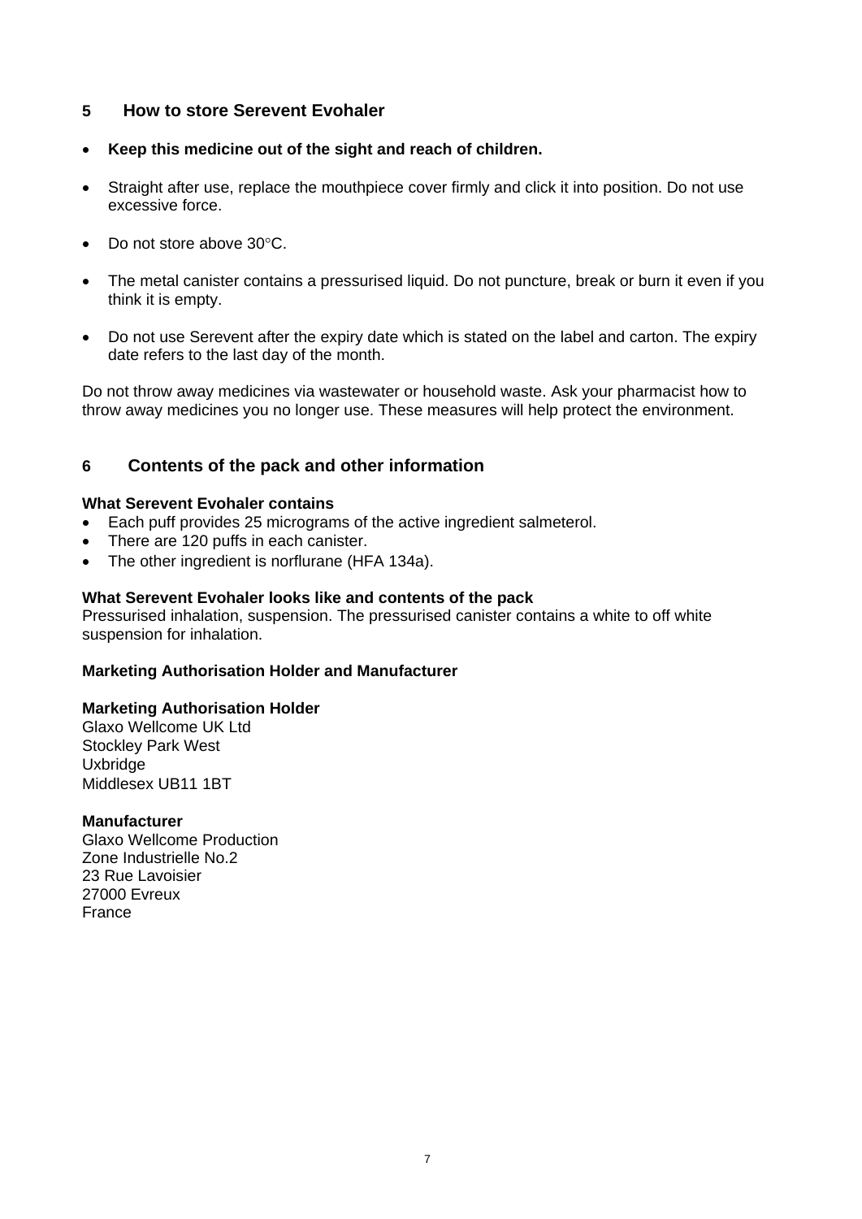## 5 How to store Serevent Evohaler

- **Keep this medicine out of the sight and reach of children.**
- Straight after use, replace the mouthpiece cover firmly and click it into position. Do not use excessive force.
- Do not store above 30°C.
- The metal canister contains a pressurised liquid. Do not puncture, break or burn it even if you think it is empty.
- Do not use Serevent after the expiry date which is stated on the label and carton. The expiry date refers to the last day of the month.

Do not throw away medicines via wastewater or household waste. Ask your pharmacist how to throw away medicines you no longer use. These measures will help protect the environment.

## 6 Contents of the pack and other information

**What Serevent Evohaler contains**

- Each puff provides 25 micrograms of the active ingredient salmeterol.
- There are 120 puffs in each canister.
- The other ingredient is norflurane (HFA 134a).

**What Serevent Evohaler looks like and contents of the pack**

Pressurised inhalation, suspension. The pressurised canister contains a white to off white suspension for inhalation.

**Marketing Authorisation Holder and Manufacturer**

**Marketing Authorisation Holder**

Glaxo Wellcome UK Ltd
Stockley Park West
Uxbridge
Middlesex UB11 1BT

**Manufacturer**

Glaxo Wellcome Production
Zone Industrielle No.2
23 Rue Lavoisier
27000 Evreux
France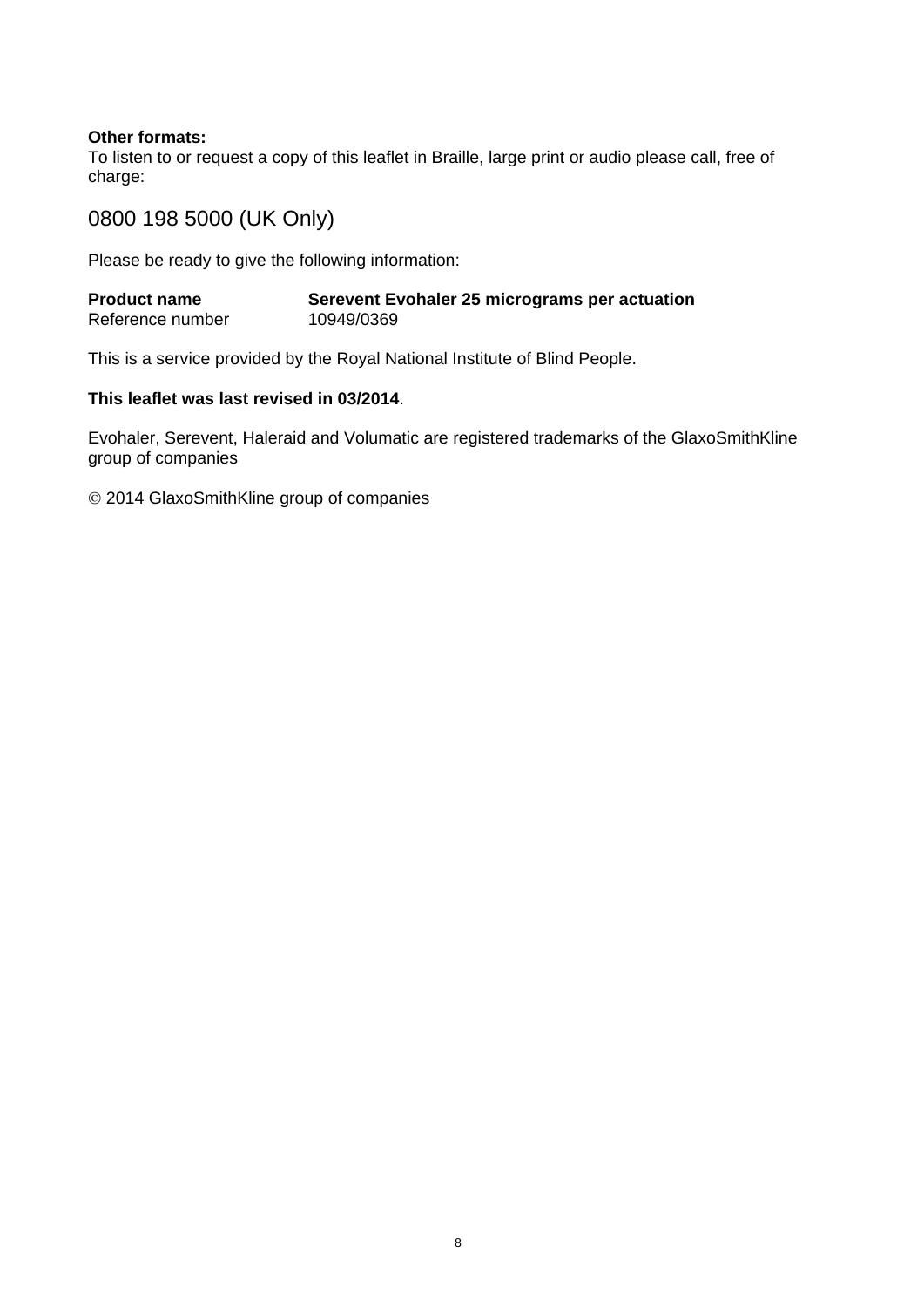**Other formats:**
To listen to or request a copy of this leaflet in Braille, large print or audio please call, free of charge:

0800 198 5000 (UK Only)

Please be ready to give the following information:

| | |
|---|---|
| **Product name** | **Serevent Evohaler 25 micrograms per actuation** |
| Reference number | 10949/0369 |

This is a service provided by the Royal National Institute of Blind People.

**This leaflet was last revised in 03/2014**.

Evohaler, Serevent, Haleraid and Volumatic are registered trademarks of the GlaxoSmithKline group of companies

© 2014 GlaxoSmithKline group of companies